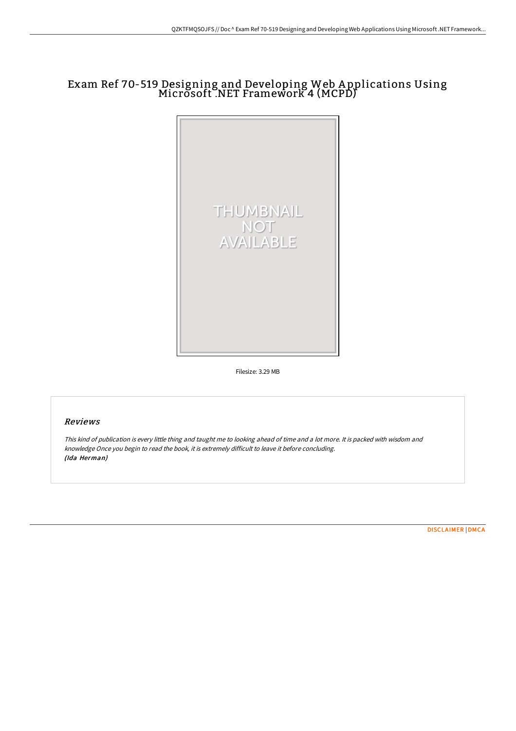# Exam Ref 70-519 Designing and Developing Web Applications Using Microsoft .NET Framework 4 (MCPD)

Filesize: 3.29 MB

## Reviews

*This kind of publication is every little thing and taught me to looking ahead of time and a lot more. It is packed with wisdom and knowledge Once you begin to read the book, it is extremely difficult to leave it before concluding.*
*(Ida Herman)*

DISCLAIMER | DMCA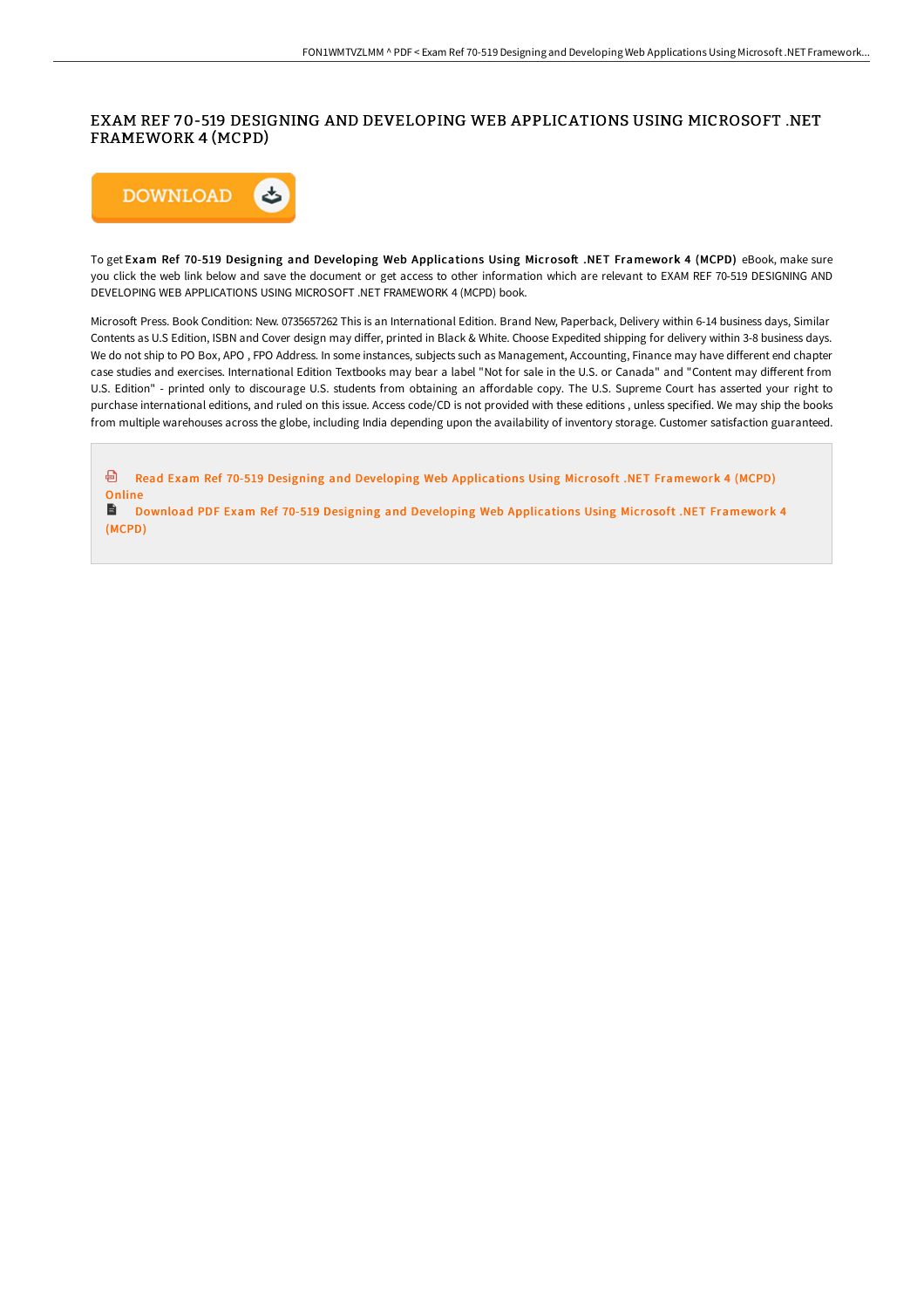# EXAM REF 70-519 DESIGNING AND DEVELOPING WEB APPLICATIONS USING MICROSOFT .NET FRAMEWORK 4 (MCPD)

DOWNLOAD

To get **Exam Ref 70-519 Designing and Developing Web Applications Using Microsoft .NET Framework 4 (MCPD)** eBook, make sure you click the web link below and save the document or get access to other information which are relevant to EXAM REF 70-519 DESIGNING AND DEVELOPING WEB APPLICATIONS USING MICROSOFT .NET FRAMEWORK 4 (MCPD) book.

Microsoft Press. Book Condition: New. 0735657262 This is an International Edition. Brand New, Paperback, Delivery within 6-14 business days, Similar Contents as U.S Edition, ISBN and Cover design may differ, printed in Black & White. Choose Expedited shipping for delivery within 3-8 business days. We do not ship to PO Box, APO , FPO Address. In some instances, subjects such as Management, Accounting, Finance may have different end chapter case studies and exercises. International Edition Textbooks may bear a label "Not for sale in the U.S. or Canada" and "Content may different from U.S. Edition" - printed only to discourage U.S. students from obtaining an affordable copy. The U.S. Supreme Court has asserted your right to purchase international editions, and ruled on this issue. Access code/CD is not provided with these editions , unless specified. We may ship the books from multiple warehouses across the globe, including India depending upon the availability of inventory storage. Customer satisfaction guaranteed.

Read Exam Ref 70-519 Designing and Developing Web Applications Using Microsoft .NET Framework 4 (MCPD) Online

Download PDF Exam Ref 70-519 Designing and Developing Web Applications Using Microsoft .NET Framework 4 (MCPD)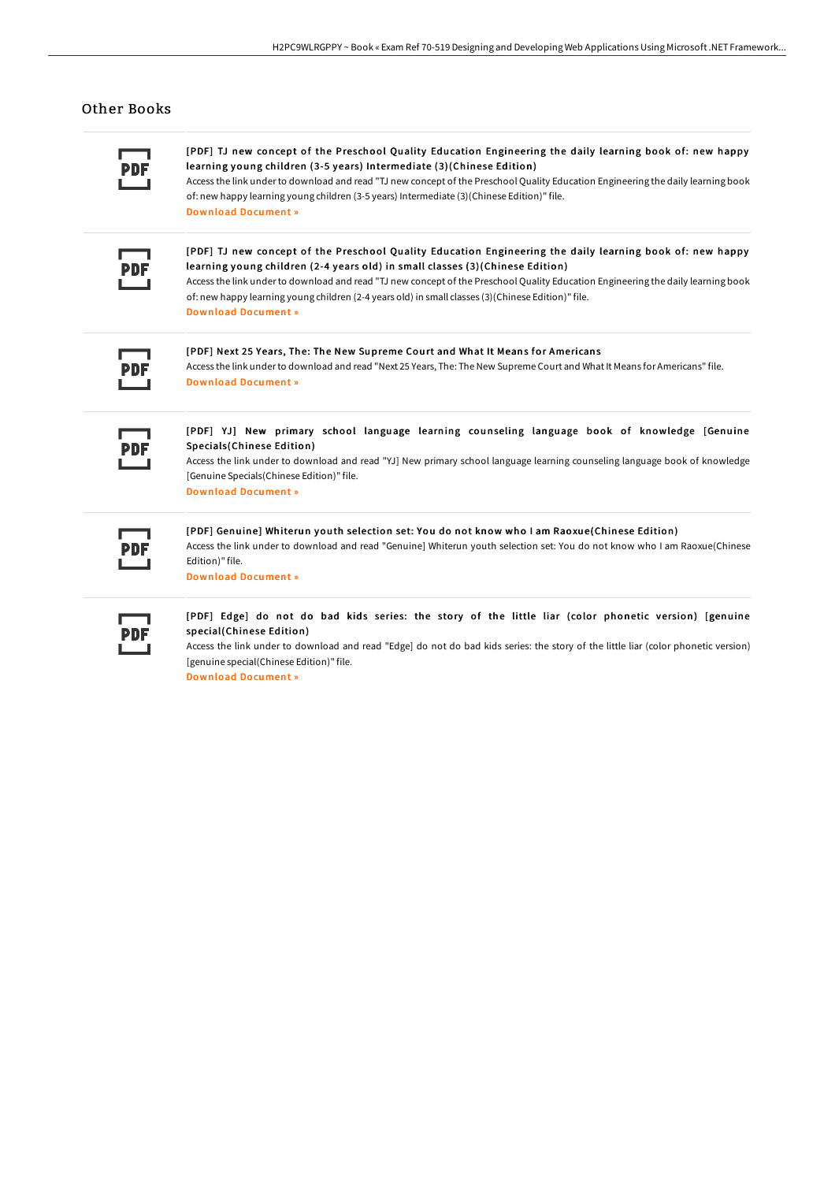## Other Books

[PDF] TJ new concept of the Preschool Quality Education Engineering the daily learning book of: new happy learning young children (3-5 years) Intermediate (3)(Chinese Edition)

Access the link under to download and read "TJ new concept of the Preschool Quality Education Engineering the daily learning book of: new happy learning young children (3-5 years) Intermediate (3)(Chinese Edition)" file.

Download Document »

[PDF] TJ new concept of the Preschool Quality Education Engineering the daily learning book of: new happy learning young children (2-4 years old) in small classes (3)(Chinese Edition)

Access the link under to download and read "TJ new concept of the Preschool Quality Education Engineering the daily learning book of: new happy learning young children (2-4 years old) in small classes (3)(Chinese Edition)" file.

Download Document »

[PDF] Next 25 Years, The: The New Supreme Court and What It Means for Americans

Access the link under to download and read "Next 25 Years, The: The New Supreme Court and What It Means for Americans" file.

Download Document »

[PDF] YJ] New primary school language learning counseling language book of knowledge [Genuine Specials(Chinese Edition)

Access the link under to download and read "YJ] New primary school language learning counseling language book of knowledge [Genuine Specials(Chinese Edition)" file.

Download Document »

[PDF] Genuine] Whiterun youth selection set: You do not know who I am Raoxue(Chinese Edition)

Access the link under to download and read "Genuine] Whiterun youth selection set: You do not know who I am Raoxue(Chinese Edition)" file.

Download Document »

[PDF] Edge] do not do bad kids series: the story of the little liar (color phonetic version) [genuine special(Chinese Edition)

Access the link under to download and read "Edge] do not do bad kids series: the story of the little liar (color phonetic version) [genuine special(Chinese Edition)" file.

Download Document »